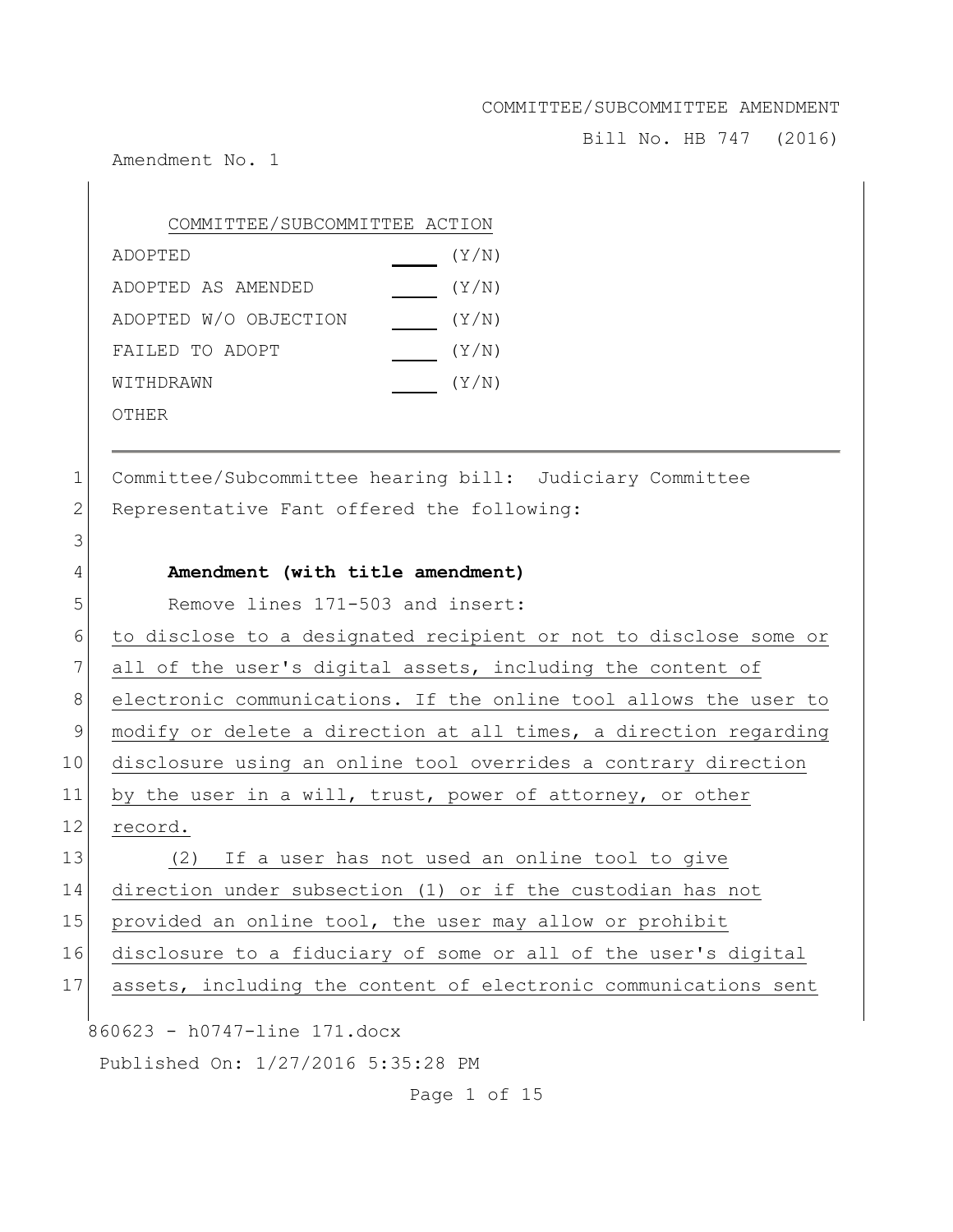COMMITTEE/SUBCOMMITTEE AMENDMENT

Bill No. HB 747 (2016)

Amendment No. 1

| COMMITTEE/SUBCOMMITTEE ACTION | |
|---|---|
| ADOPTED | ___ (Y/N) |
| ADOPTED AS AMENDED | ___ (Y/N) |
| ADOPTED W/O OBJECTION | ___ (Y/N) |
| FAILED TO ADOPT | ___ (Y/N) |
| WITHDRAWN | ___ (Y/N) |
| OTHER | |

---

Committee/Subcommittee hearing bill: Judiciary Committee

Representative Fant offered the following:

**Amendment (with title amendment)**

Remove lines 171-503 and insert:

to disclose to a designated recipient or not to disclose some or all of the user's digital assets, including the content of electronic communications. If the online tool allows the user to modify or delete a direction at all times, a direction regarding disclosure using an online tool overrides a contrary direction by the user in a will, trust, power of attorney, or other record.

(2) If a user has not used an online tool to give direction under subsection (1) or if the custodian has not provided an online tool, the user may allow or prohibit disclosure to a fiduciary of some or all of the user's digital assets, including the content of electronic communications sent

860623 - h0747-line 171.docx

Published On: 1/27/2016 5:35:28 PM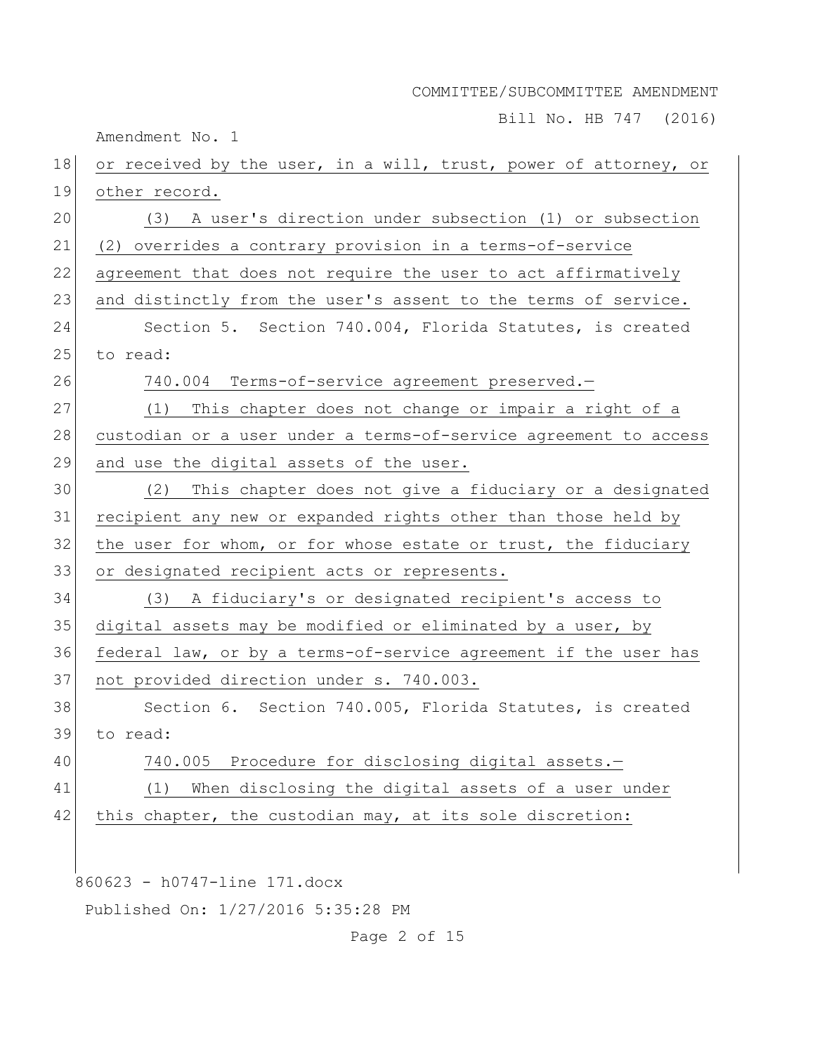or received by the user, in a will, trust, power of attorney, or other record.

(3) A user's direction under subsection (1) or subsection (2) overrides a contrary provision in a terms-of-service agreement that does not require the user to act affirmatively and distinctly from the user's assent to the terms of service.

Section 5. Section 740.004, Florida Statutes, is created to read:

740.004 Terms-of-service agreement preserved.—

(1) This chapter does not change or impair a right of a custodian or a user under a terms-of-service agreement to access and use the digital assets of the user.

(2) This chapter does not give a fiduciary or a designated recipient any new or expanded rights other than those held by the user for whom, or for whose estate or trust, the fiduciary or designated recipient acts or represents.

(3) A fiduciary's or designated recipient's access to digital assets may be modified or eliminated by a user, by federal law, or by a terms-of-service agreement if the user has not provided direction under s. 740.003.

Section 6. Section 740.005, Florida Statutes, is created to read:

740.005 Procedure for disclosing digital assets.—

(1) When disclosing the digital assets of a user under this chapter, the custodian may, at its sole discretion: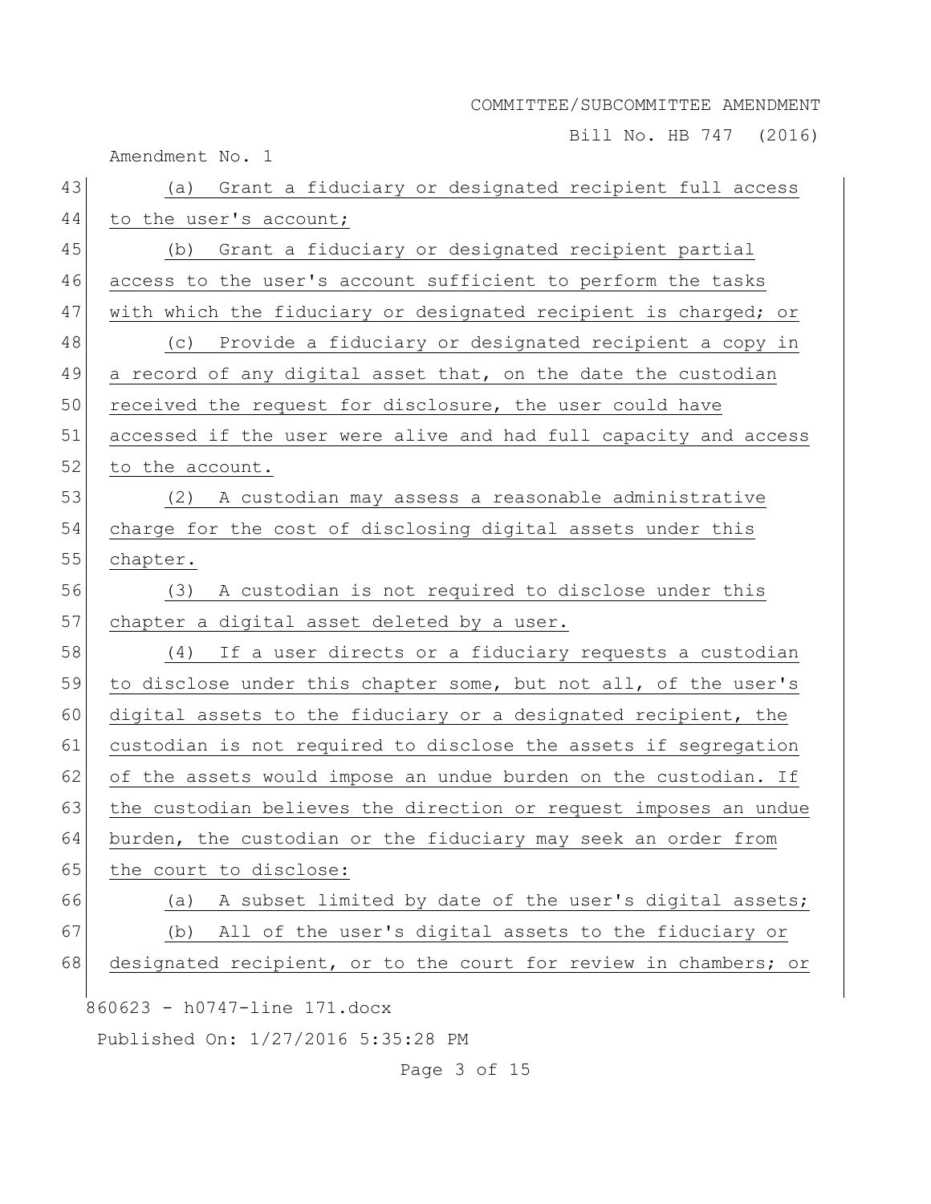(a) Grant a fiduciary or designated recipient full access to the user's account;

(b) Grant a fiduciary or designated recipient partial access to the user's account sufficient to perform the tasks with which the fiduciary or designated recipient is charged; or

(c) Provide a fiduciary or designated recipient a copy in a record of any digital asset that, on the date the custodian received the request for disclosure, the user could have accessed if the user were alive and had full capacity and access to the account.

(2) A custodian may assess a reasonable administrative charge for the cost of disclosing digital assets under this chapter.

(3) A custodian is not required to disclose under this chapter a digital asset deleted by a user.

(4) If a user directs or a fiduciary requests a custodian to disclose under this chapter some, but not all, of the user's digital assets to the fiduciary or a designated recipient, the custodian is not required to disclose the assets if segregation of the assets would impose an undue burden on the custodian. If the custodian believes the direction or request imposes an undue burden, the custodian or the fiduciary may seek an order from the court to disclose:

(a) A subset limited by date of the user's digital assets;

(b) All of the user's digital assets to the fiduciary or designated recipient, or to the court for review in chambers; or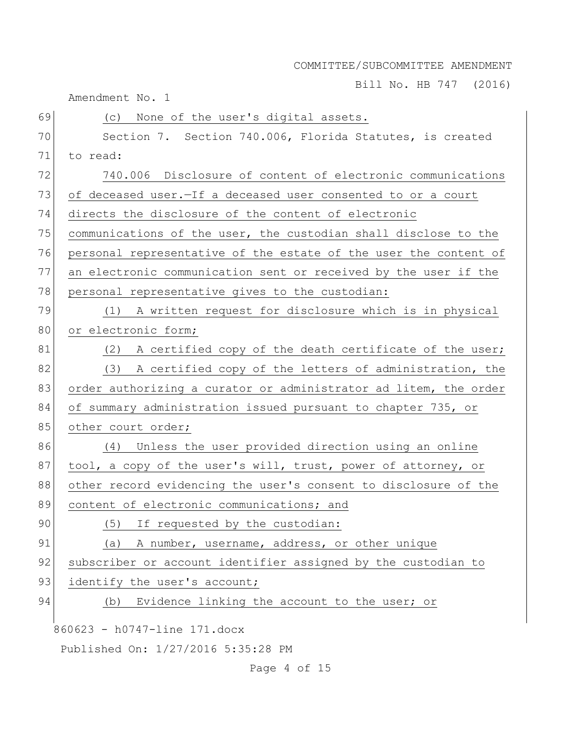(c) None of the user's digital assets.

Section 7. Section 740.006, Florida Statutes, is created to read:

740.006 Disclosure of content of electronic communications of deceased user.—If a deceased user consented to or a court directs the disclosure of the content of electronic communications of the user, the custodian shall disclose to the personal representative of the estate of the user the content of an electronic communication sent or received by the user if the personal representative gives to the custodian:

(1) A written request for disclosure which is in physical or electronic form;

(2) A certified copy of the death certificate of the user;

(3) A certified copy of the letters of administration, the order authorizing a curator or administrator ad litem, the order of summary administration issued pursuant to chapter 735, or other court order;

(4) Unless the user provided direction using an online tool, a copy of the user's will, trust, power of attorney, or other record evidencing the user's consent to disclosure of the content of electronic communications; and

(5) If requested by the custodian:

(a) A number, username, address, or other unique subscriber or account identifier assigned by the custodian to identify the user's account;

(b) Evidence linking the account to the user; or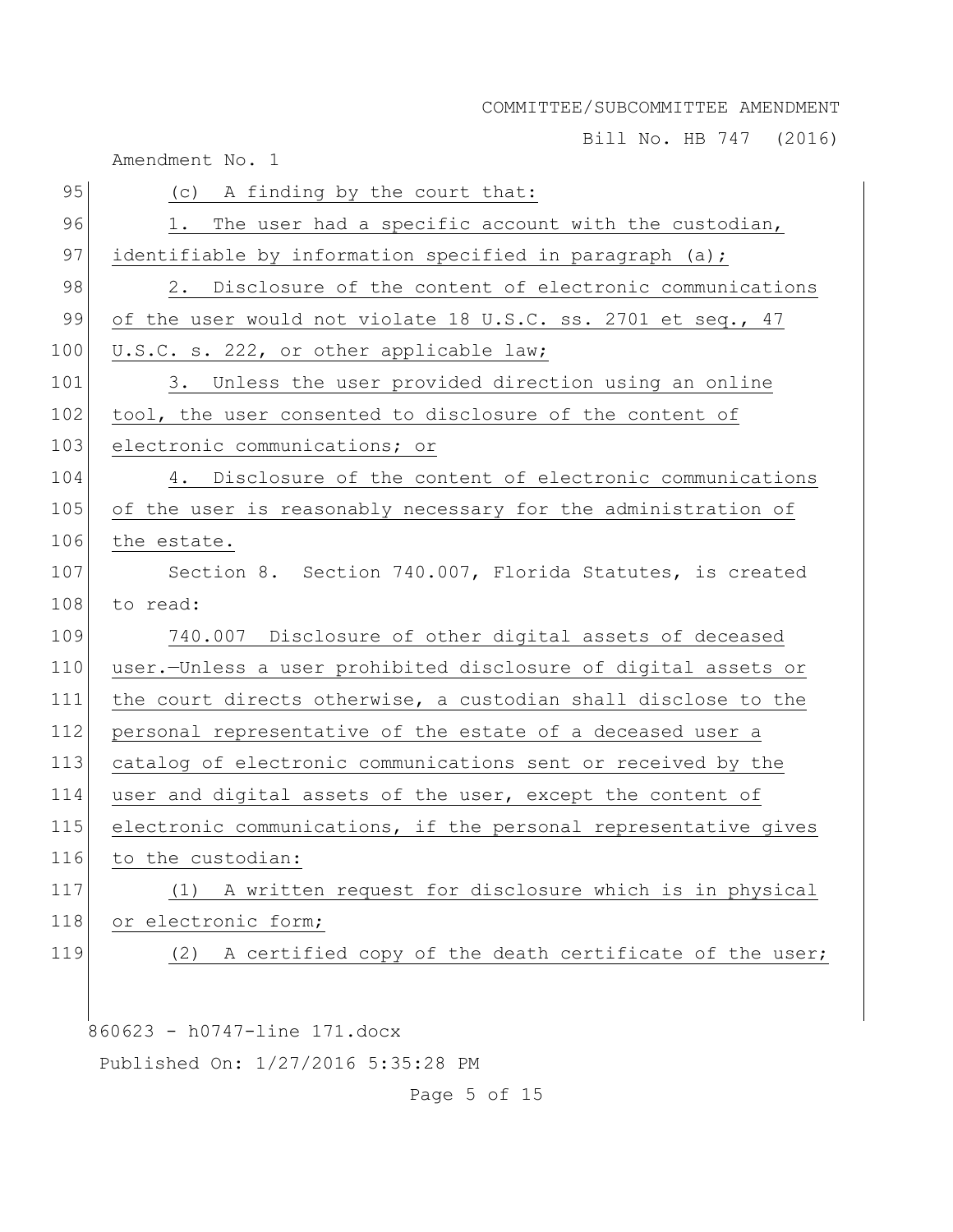(c) A finding by the court that:

1. The user had a specific account with the custodian, identifiable by information specified in paragraph (a);

2. Disclosure of the content of electronic communications of the user would not violate 18 U.S.C. ss. 2701 et seq., 47 U.S.C. s. 222, or other applicable law;

3. Unless the user provided direction using an online tool, the user consented to disclosure of the content of electronic communications; or

4. Disclosure of the content of electronic communications of the user is reasonably necessary for the administration of the estate.

Section 8. Section 740.007, Florida Statutes, is created to read:

740.007 Disclosure of other digital assets of deceased user.—Unless a user prohibited disclosure of digital assets or the court directs otherwise, a custodian shall disclose to the personal representative of the estate of a deceased user a catalog of electronic communications sent or received by the user and digital assets of the user, except the content of electronic communications, if the personal representative gives to the custodian:

(1) A written request for disclosure which is in physical or electronic form;

(2) A certified copy of the death certificate of the user;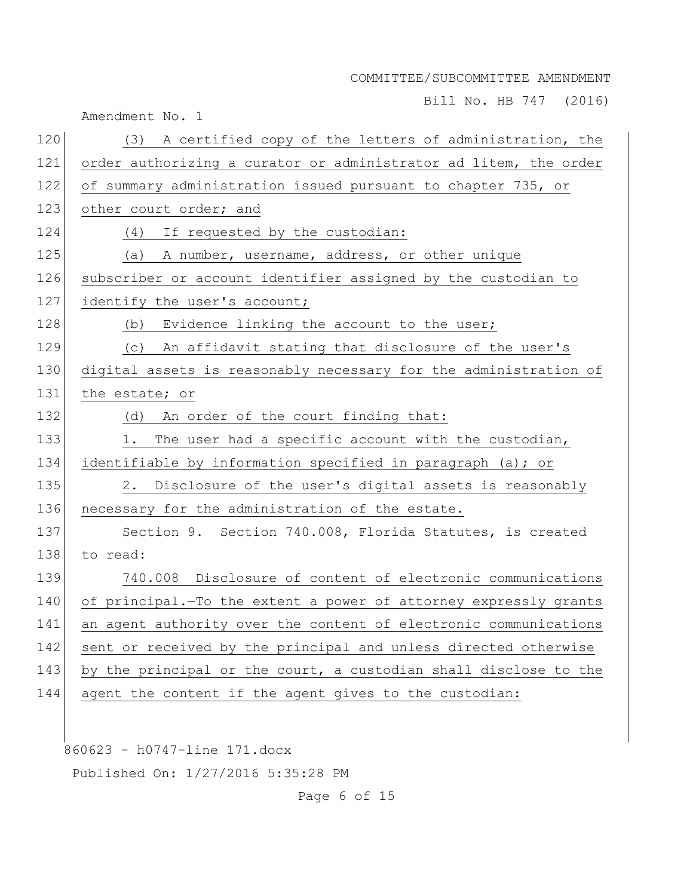(3) A certified copy of the letters of administration, the order authorizing a curator or administrator ad litem, the order of summary administration issued pursuant to chapter 735, or other court order; and

(4) If requested by the custodian:

(a) A number, username, address, or other unique subscriber or account identifier assigned by the custodian to identify the user's account;

(b) Evidence linking the account to the user;

(c) An affidavit stating that disclosure of the user's digital assets is reasonably necessary for the administration of the estate; or

(d) An order of the court finding that:

1. The user had a specific account with the custodian, identifiable by information specified in paragraph (a); or

2. Disclosure of the user's digital assets is reasonably necessary for the administration of the estate.

Section 9. Section 740.008, Florida Statutes, is created to read:

740.008 Disclosure of content of electronic communications of principal.—To the extent a power of attorney expressly grants an agent authority over the content of electronic communications sent or received by the principal and unless directed otherwise by the principal or the court, a custodian shall disclose to the agent the content if the agent gives to the custodian: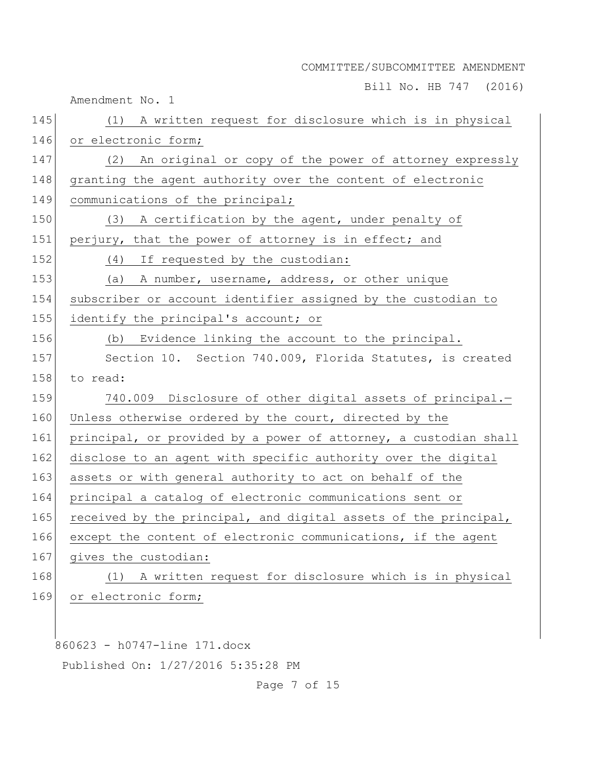(1) A written request for disclosure which is in physical or electronic form;

(2) An original or copy of the power of attorney expressly granting the agent authority over the content of electronic communications of the principal;

(3) A certification by the agent, under penalty of perjury, that the power of attorney is in effect; and

(4) If requested by the custodian:

(a) A number, username, address, or other unique subscriber or account identifier assigned by the custodian to identify the principal's account; or

(b) Evidence linking the account to the principal.

Section 10. Section 740.009, Florida Statutes, is created to read:

740.009 Disclosure of other digital assets of principal.—Unless otherwise ordered by the court, directed by the principal, or provided by a power of attorney, a custodian shall disclose to an agent with specific authority over the digital assets or with general authority to act on behalf of the principal a catalog of electronic communications sent or received by the principal, and digital assets of the principal, except the content of electronic communications, if the agent gives the custodian:

(1) A written request for disclosure which is in physical or electronic form;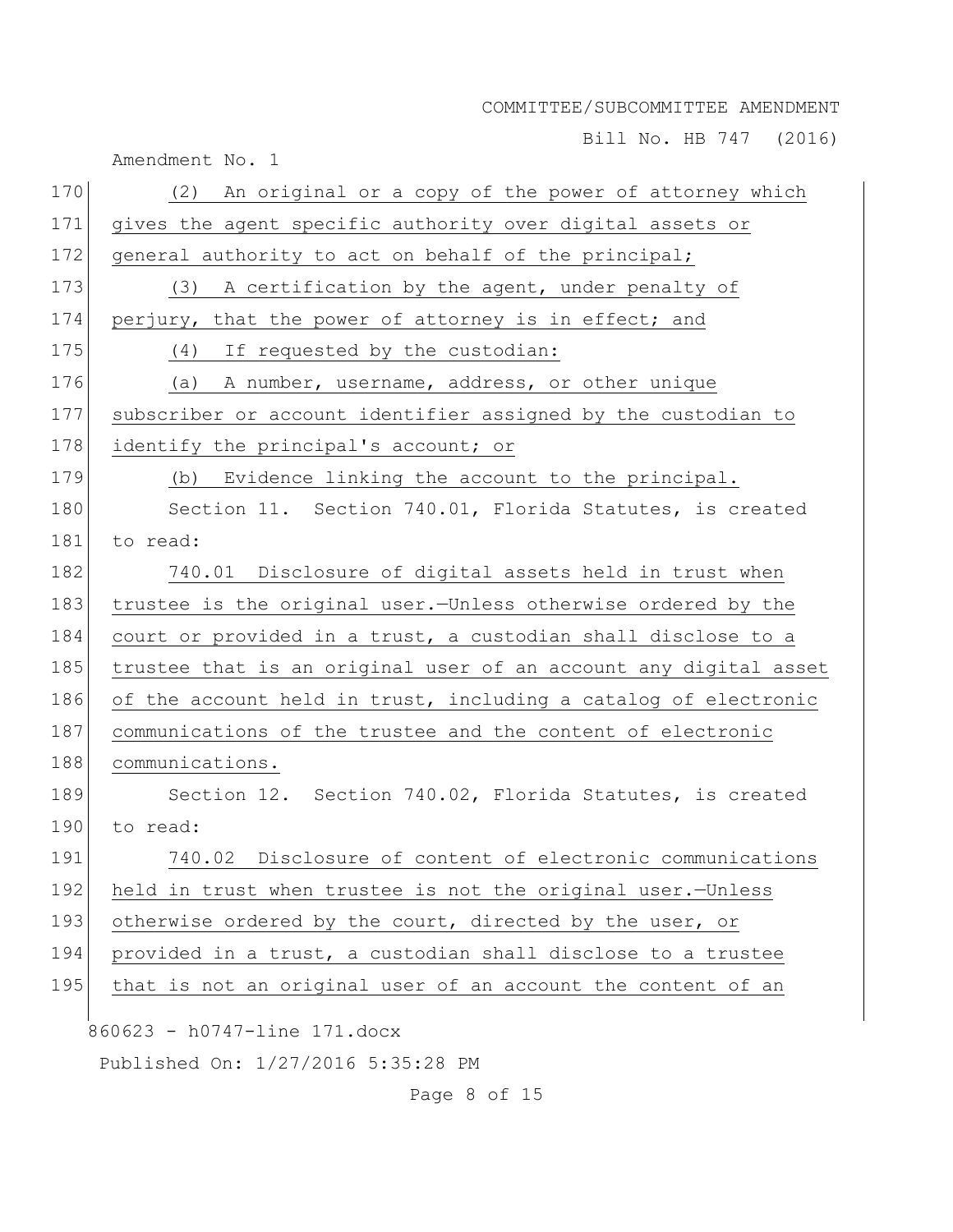(2) An original or a copy of the power of attorney which gives the agent specific authority over digital assets or general authority to act on behalf of the principal;

(3) A certification by the agent, under penalty of perjury, that the power of attorney is in effect; and

(4) If requested by the custodian:

(a) A number, username, address, or other unique subscriber or account identifier assigned by the custodian to identify the principal's account; or

(b) Evidence linking the account to the principal.

Section 11. Section 740.01, Florida Statutes, is created to read:

740.01 Disclosure of digital assets held in trust when trustee is the original user.—Unless otherwise ordered by the court or provided in a trust, a custodian shall disclose to a trustee that is an original user of an account any digital asset of the account held in trust, including a catalog of electronic communications of the trustee and the content of electronic communications.

Section 12. Section 740.02, Florida Statutes, is created to read:

740.02 Disclosure of content of electronic communications held in trust when trustee is not the original user.—Unless otherwise ordered by the court, directed by the user, or provided in a trust, a custodian shall disclose to a trustee that is not an original user of an account the content of an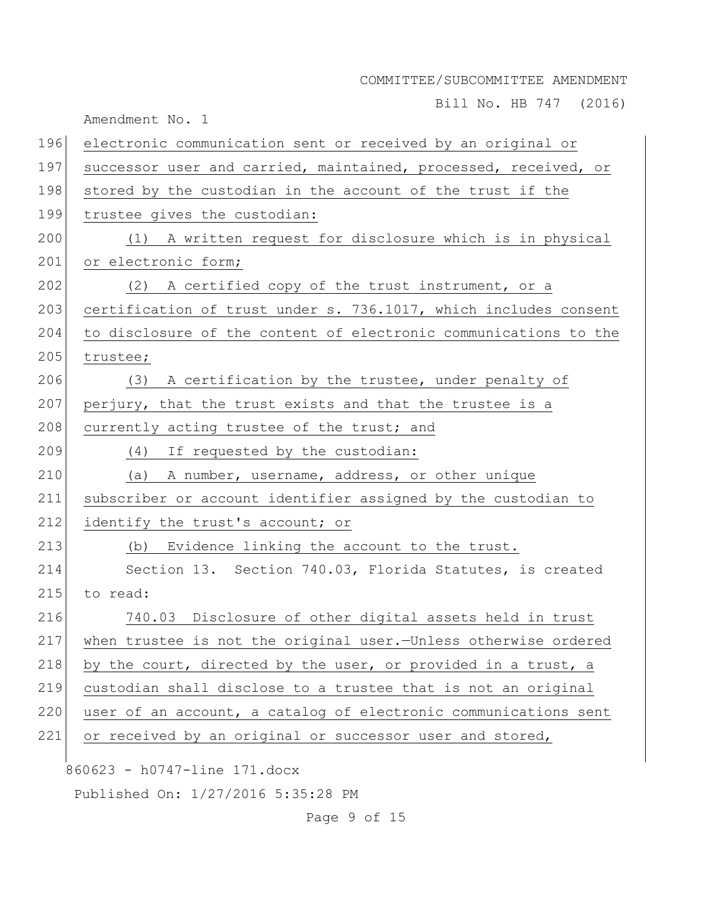electronic communication sent or received by an original or successor user and carried, maintained, processed, received, or stored by the custodian in the account of the trust if the trustee gives the custodian:

(1) A written request for disclosure which is in physical or electronic form;

(2) A certified copy of the trust instrument, or a certification of trust under s. 736.1017, which includes consent to disclosure of the content of electronic communications to the trustee;

(3) A certification by the trustee, under penalty of perjury, that the trust exists and that the trustee is a currently acting trustee of the trust; and

(4) If requested by the custodian:

(a) A number, username, address, or other unique subscriber or account identifier assigned by the custodian to identify the trust's account; or

(b) Evidence linking the account to the trust.

Section 13. Section 740.03, Florida Statutes, is created to read:

740.03 Disclosure of other digital assets held in trust when trustee is not the original user.—Unless otherwise ordered by the court, directed by the user, or provided in a trust, a custodian shall disclose to a trustee that is not an original user of an account, a catalog of electronic communications sent or received by an original or successor user and stored,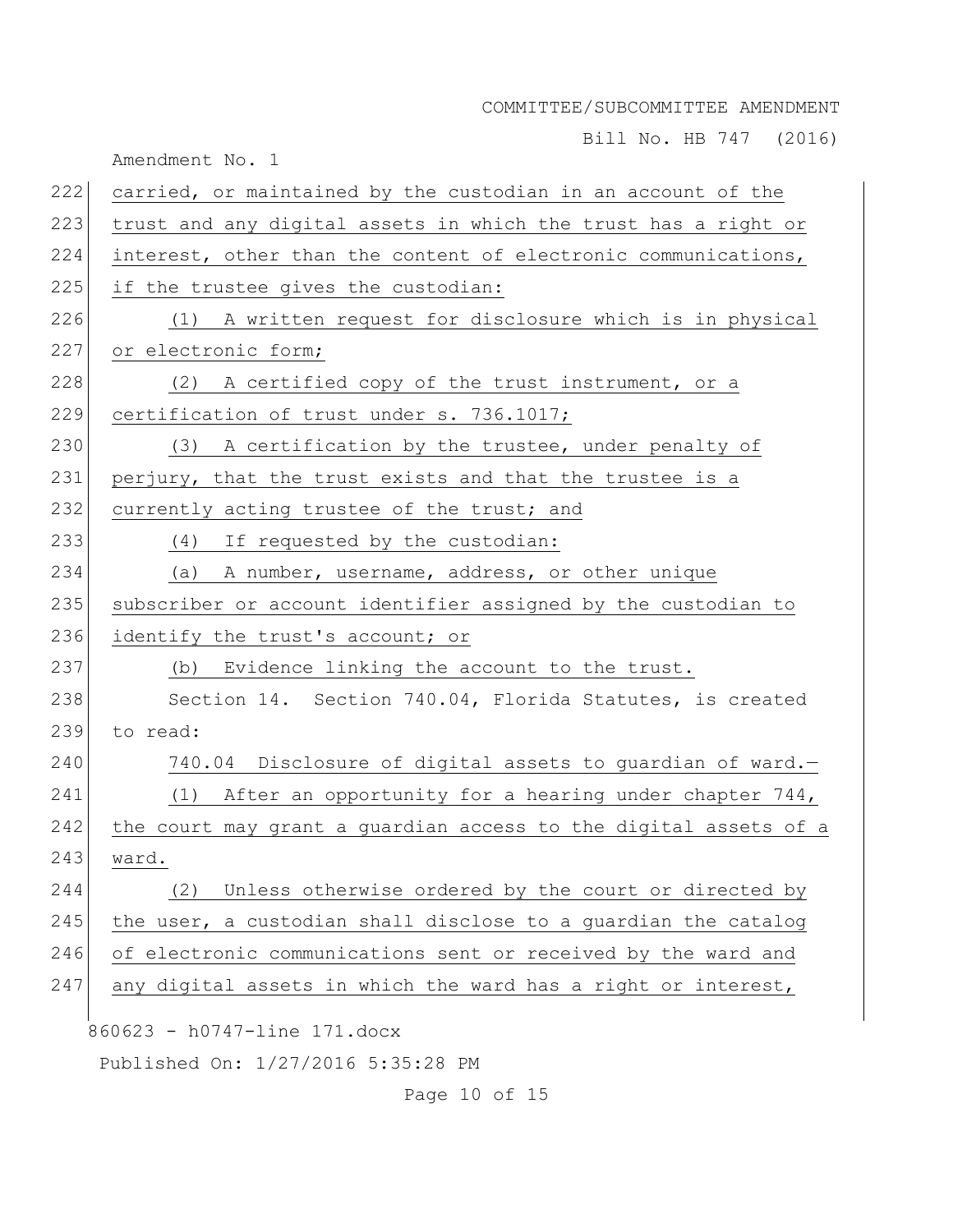carried, or maintained by the custodian in an account of the trust and any digital assets in which the trust has a right or interest, other than the content of electronic communications, if the trustee gives the custodian:

(1) A written request for disclosure which is in physical or electronic form;

(2) A certified copy of the trust instrument, or a certification of trust under s. 736.1017;

(3) A certification by the trustee, under penalty of perjury, that the trust exists and that the trustee is a currently acting trustee of the trust; and

(4) If requested by the custodian:

(a) A number, username, address, or other unique subscriber or account identifier assigned by the custodian to identify the trust's account; or

(b) Evidence linking the account to the trust.

Section 14. Section 740.04, Florida Statutes, is created to read:

740.04 Disclosure of digital assets to guardian of ward.—

(1) After an opportunity for a hearing under chapter 744, the court may grant a guardian access to the digital assets of a ward.

(2) Unless otherwise ordered by the court or directed by the user, a custodian shall disclose to a guardian the catalog of electronic communications sent or received by the ward and any digital assets in which the ward has a right or interest,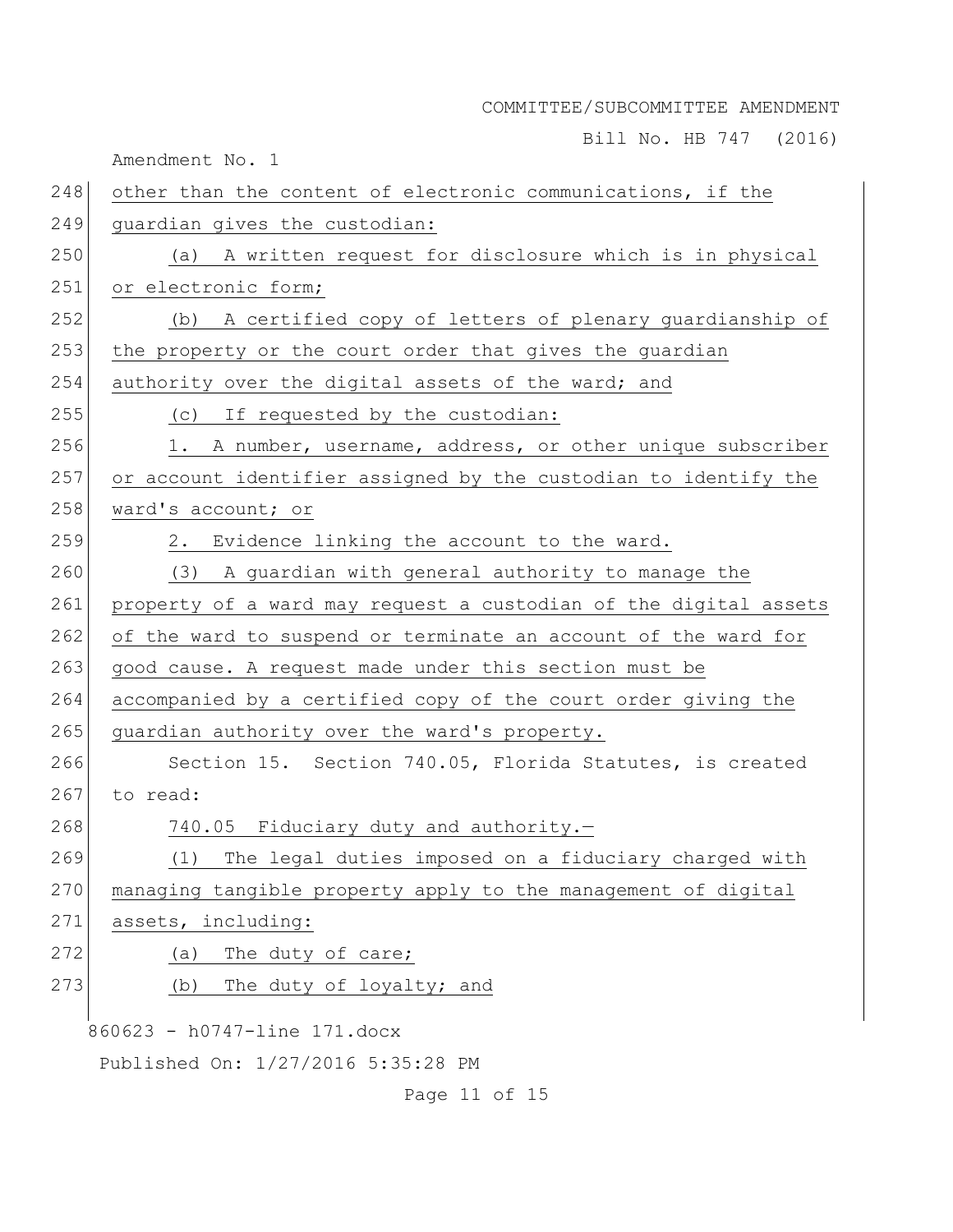other than the content of electronic communications, if the guardian gives the custodian:

(a) A written request for disclosure which is in physical or electronic form;

(b) A certified copy of letters of plenary guardianship of the property or the court order that gives the guardian authority over the digital assets of the ward; and

(c) If requested by the custodian:

1. A number, username, address, or other unique subscriber or account identifier assigned by the custodian to identify the ward's account; or

2. Evidence linking the account to the ward.

(3) A guardian with general authority to manage the property of a ward may request a custodian of the digital assets of the ward to suspend or terminate an account of the ward for good cause. A request made under this section must be accompanied by a certified copy of the court order giving the guardian authority over the ward's property.

Section 15. Section 740.05, Florida Statutes, is created to read:

740.05 Fiduciary duty and authority.—

(1) The legal duties imposed on a fiduciary charged with managing tangible property apply to the management of digital assets, including:

(a) The duty of care;

(b) The duty of loyalty; and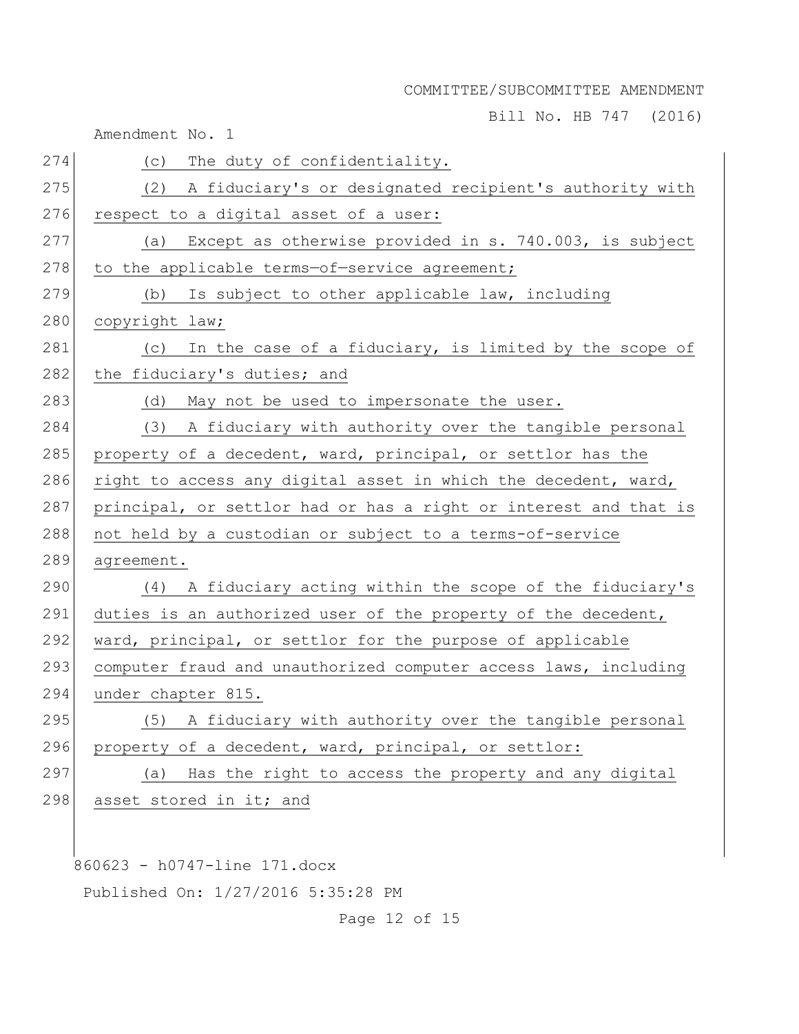(c) The duty of confidentiality.

(2) A fiduciary's or designated recipient's authority with respect to a digital asset of a user:

(a) Except as otherwise provided in s. 740.003, is subject to the applicable terms—of—service agreement;

(b) Is subject to other applicable law, including copyright law;

(c) In the case of a fiduciary, is limited by the scope of the fiduciary's duties; and

(d) May not be used to impersonate the user.

(3) A fiduciary with authority over the tangible personal property of a decedent, ward, principal, or settlor has the right to access any digital asset in which the decedent, ward, principal, or settlor had or has a right or interest and that is not held by a custodian or subject to a terms-of-service agreement.

(4) A fiduciary acting within the scope of the fiduciary's duties is an authorized user of the property of the decedent, ward, principal, or settlor for the purpose of applicable computer fraud and unauthorized computer access laws, including under chapter 815.

(5) A fiduciary with authority over the tangible personal property of a decedent, ward, principal, or settlor:

(a) Has the right to access the property and any digital asset stored in it; and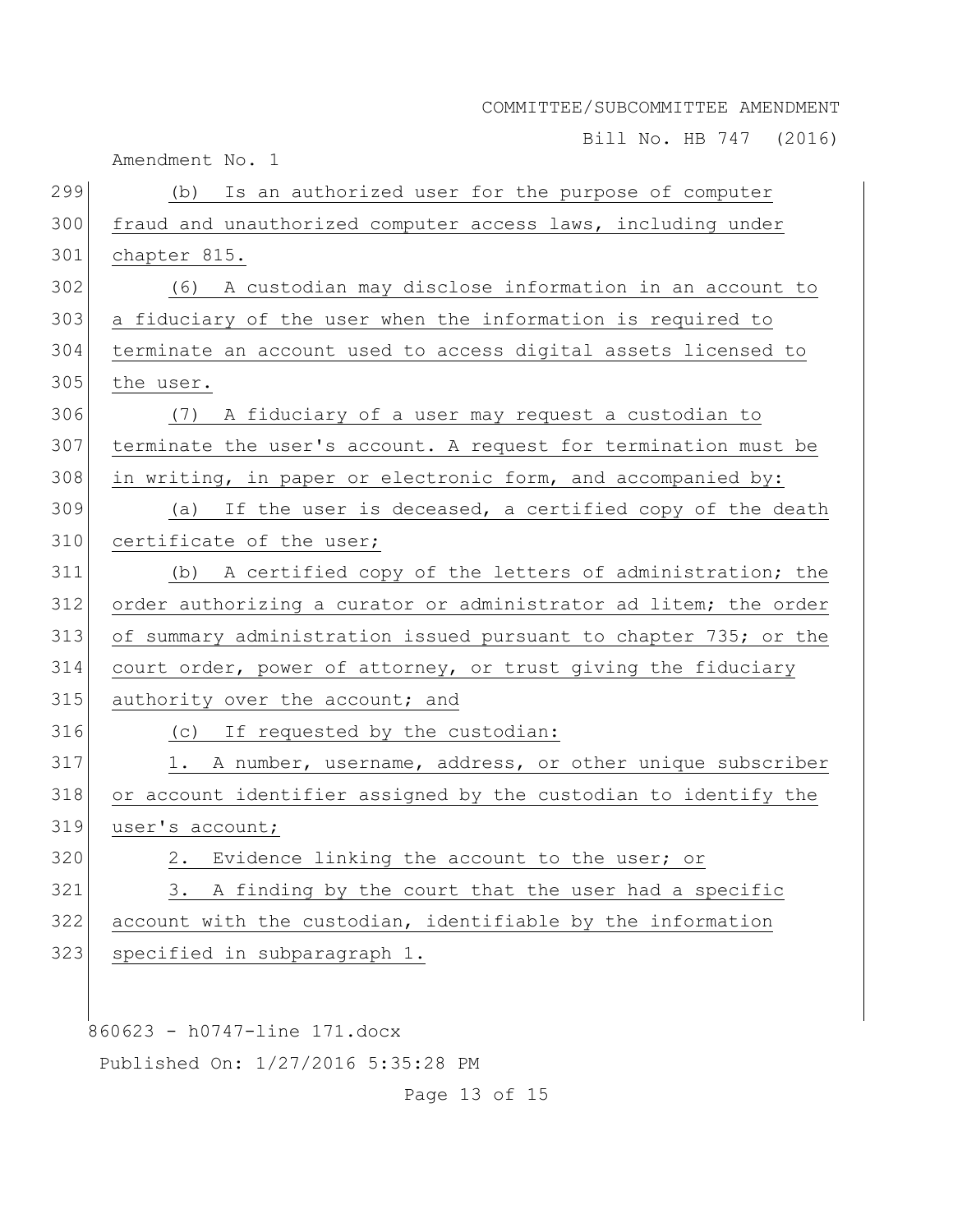(b) Is an authorized user for the purpose of computer fraud and unauthorized computer access laws, including under chapter 815.

(6) A custodian may disclose information in an account to a fiduciary of the user when the information is required to terminate an account used to access digital assets licensed to the user.

(7) A fiduciary of a user may request a custodian to terminate the user's account. A request for termination must be in writing, in paper or electronic form, and accompanied by:

(a) If the user is deceased, a certified copy of the death certificate of the user;

(b) A certified copy of the letters of administration; the order authorizing a curator or administrator ad litem; the order of summary administration issued pursuant to chapter 735; or the court order, power of attorney, or trust giving the fiduciary authority over the account; and

(c) If requested by the custodian:

1. A number, username, address, or other unique subscriber or account identifier assigned by the custodian to identify the user's account;

2. Evidence linking the account to the user; or

3. A finding by the court that the user had a specific account with the custodian, identifiable by the information specified in subparagraph 1.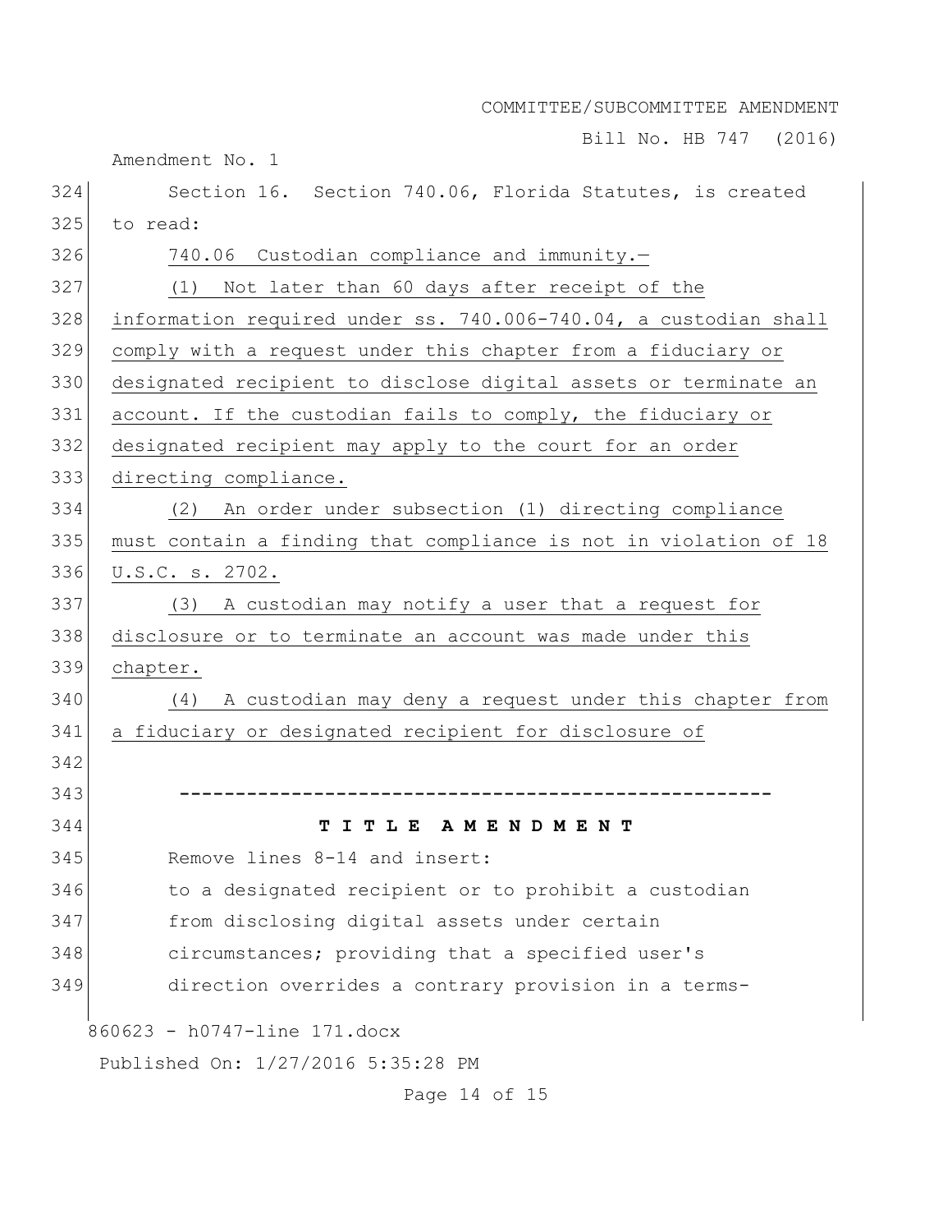Section 16. Section 740.06, Florida Statutes, is created to read:

740.06 Custodian compliance and immunity.—

(1) Not later than 60 days after receipt of the information required under ss. 740.006-740.04, a custodian shall comply with a request under this chapter from a fiduciary or designated recipient to disclose digital assets or terminate an account. If the custodian fails to comply, the fiduciary or designated recipient may apply to the court for an order directing compliance.

(2) An order under subsection (1) directing compliance must contain a finding that compliance is not in violation of 18 U.S.C. s. 2702.

(3) A custodian may notify a user that a request for disclosure or to terminate an account was made under this chapter.

(4) A custodian may deny a request under this chapter from a fiduciary or designated recipient for disclosure of

-----------------------------------------------------

**T I T L E  A M E N D M E N T**

Remove lines 8-14 and insert:

to a designated recipient or to prohibit a custodian from disclosing digital assets under certain circumstances; providing that a specified user's direction overrides a contrary provision in a terms-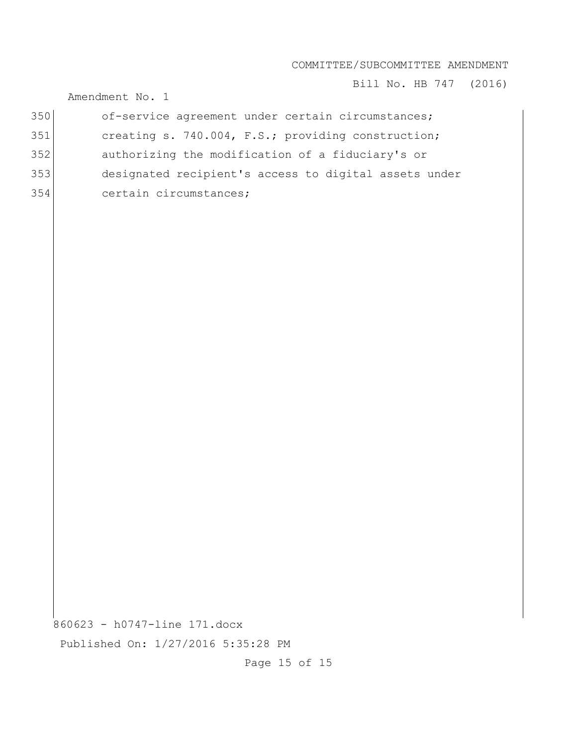350 of-service agreement under certain circumstances;
351 creating s. 740.004, F.S.; providing construction;
352 authorizing the modification of a fiduciary's or
353 designated recipient's access to digital assets under
354 certain circumstances;

860623 - h0747-line 171.docx

Published On: 1/27/2016 5:35:28 PM